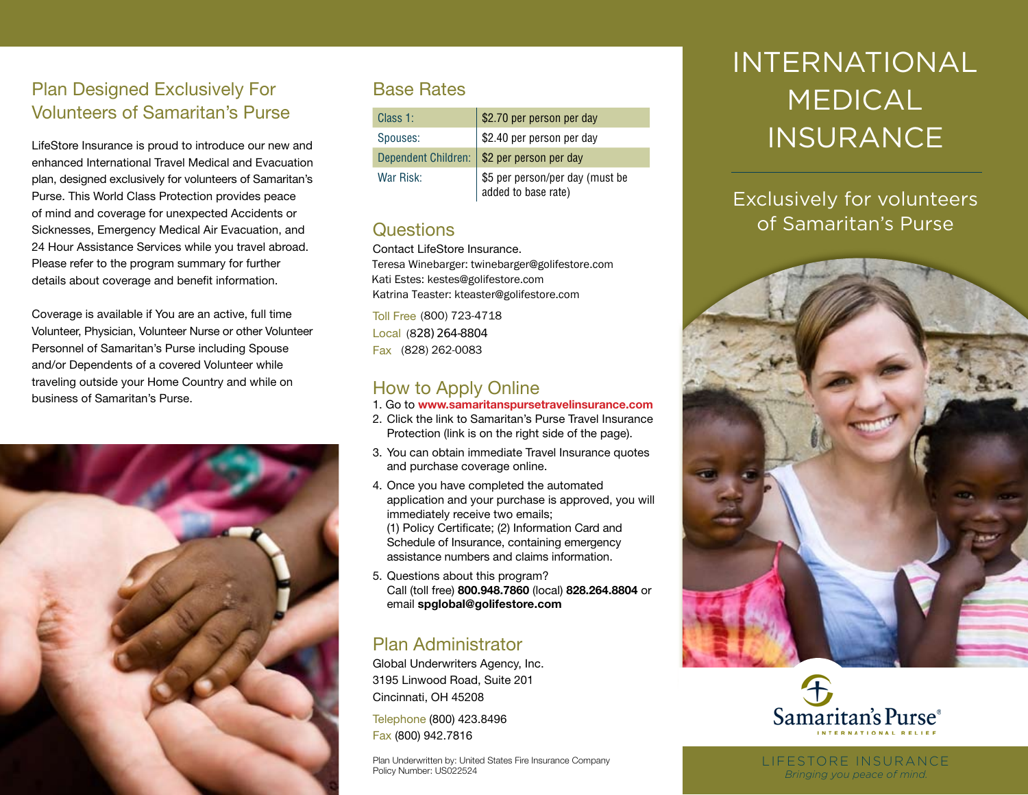# INTERNATIONAL MEDICAL INSURANCE

Exclusively for volunteers of Samaritan's Purse

## Plan Designed Exclusively For Volunteers of Samaritan's Purse

LifeStore Insurance is proud to introduce our new and enhanced International Travel Medical and Evacuation plan, designed exclusively for volunteers of Samaritan's Purse. This World Class Protection provides peace of mind and coverage for unexpected Accidents or Sicknesses, Emergency Medical Air Evacuation, and 24 Hour Assistance Services while you travel abroad. Please refer to the program summary for further details about coverage and benefit information.

Coverage is available if You are an active, full time Volunteer, Physician, Volunteer Nurse or other Volunteer Personnel of Samaritan's Purse including Spouse and/or Dependents of a covered Volunteer while traveling outside your Home Country and while on business of Samaritan's Purse.

## Base Rates

| | |
|---|---|
| Class 1: | $2.70 per person per day |
| Spouses: | $2.40 per person per day |
| Dependent Children: | $2 per person per day |
| War Risk: | $5 per person/per day (must be added to base rate) |

## Questions

Contact LifeStore Insurance.

Teresa Winebarger: twinebarger@golifestore.com
Kati Estes: kestes@golifestore.com
Katrina Teaster: kteaster@golifestore.com

Toll Free (800) 723-4718
Local (828) 264-8804
Fax (828) 262-0083

## How to Apply Online

1. Go to **www.samaritanspursetravelinsurance.com**
2. Click the link to Samaritan's Purse Travel Insurance Protection (link is on the right side of the page).
3. You can obtain immediate Travel Insurance quotes and purchase coverage online.
4. Once you have completed the automated application and your purchase is approved, you will immediately receive two emails; (1) Policy Certificate; (2) Information Card and Schedule of Insurance, containing emergency assistance numbers and claims information.
5. Questions about this program? Call (toll free) **800.948.7860** (local) **828.264.8804** or email **spglobal@golifestore.com**

## Plan Administrator

Global Underwriters Agency, Inc.
3195 Linwood Road, Suite 201
Cincinnati, OH 45208

Telephone (800) 423.8496
Fax (800) 942.7816

Plan Underwritten by: United States Fire Insurance Company
Policy Number: US022524

Samaritan's Purse®
INTERNATIONAL RELIEF

LIFESTORE INSURANCE
*Bringing you peace of mind.*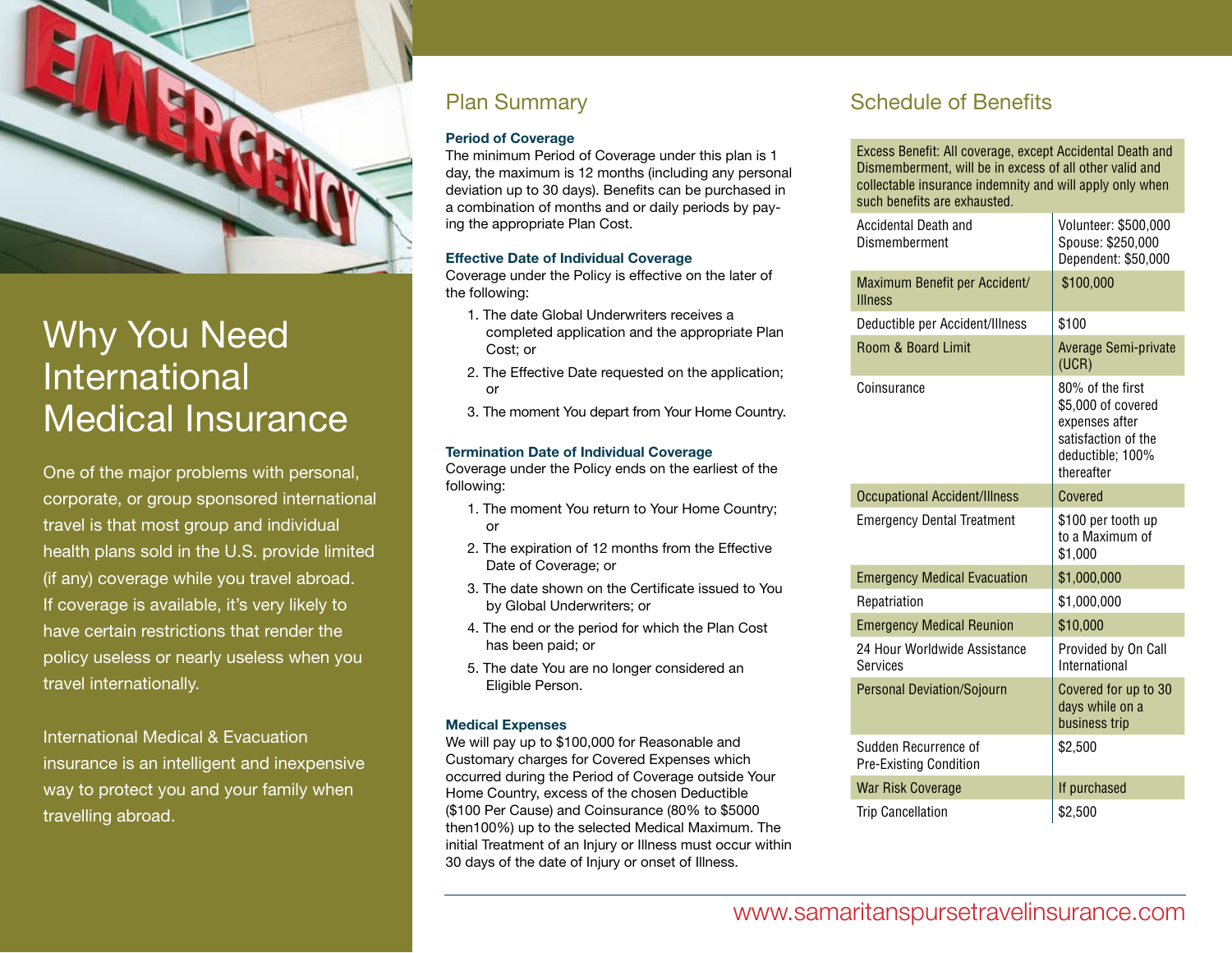# Why You Need International Medical Insurance

One of the major problems with personal, corporate, or group sponsored international travel is that most group and individual health plans sold in the U.S. provide limited (if any) coverage while you travel abroad. If coverage is available, it's very likely to have certain restrictions that render the policy useless or nearly useless when you travel internationally.

International Medical & Evacuation insurance is an intelligent and inexpensive way to protect you and your family when travelling abroad.

## Plan Summary

**Period of Coverage**
The minimum Period of Coverage under this plan is 1 day, the maximum is 12 months (including any personal deviation up to 30 days). Benefits can be purchased in a combination of months and or daily periods by paying the appropriate Plan Cost.

**Effective Date of Individual Coverage**
Coverage under the Policy is effective on the later of the following:

1. The date Global Underwriters receives a completed application and the appropriate Plan Cost; or
2. The Effective Date requested on the application; or
3. The moment You depart from Your Home Country.

**Termination Date of Individual Coverage**
Coverage under the Policy ends on the earliest of the following:

1. The moment You return to Your Home Country; or
2. The expiration of 12 months from the Effective Date of Coverage; or
3. The date shown on the Certificate issued to You by Global Underwriters; or
4. The end or the period for which the Plan Cost has been paid; or
5. The date You are no longer considered an Eligible Person.

**Medical Expenses**
We will pay up to $100,000 for Reasonable and Customary charges for Covered Expenses which occurred during the Period of Coverage outside Your Home Country, excess of the chosen Deductible ($100 Per Cause) and Coinsurance (80% to $5000 then100%) up to the selected Medical Maximum. The initial Treatment of an Injury or Illness must occur within 30 days of the date of Injury or onset of Illness.

## Schedule of Benefits

Excess Benefit: All coverage, except Accidental Death and Dismemberment, will be in excess of all other valid and collectable insurance indemnity and will apply only when such benefits are exhausted.

| Benefit | Amount |
|---|---|
| Accidental Death and Dismemberment | Volunteer: $500,000<br>Spouse: $250,000<br>Dependent: $50,000 |
| Maximum Benefit per Accident/ Illness | $100,000 |
| Deductible per Accident/Illness | $100 |
| Room & Board Limit | Average Semi-private (UCR) |
| Coinsurance | 80% of the first $5,000 of covered expenses after satisfaction of the deductible; 100% thereafter |
| Occupational Accident/Illness | Covered |
| Emergency Dental Treatment | $100 per tooth up to a Maximum of $1,000 |
| Emergency Medical Evacuation | $1,000,000 |
| Repatriation | $1,000,000 |
| Emergency Medical Reunion | $10,000 |
| 24 Hour Worldwide Assistance Services | Provided by On Call International |
| Personal Deviation/Sojourn | Covered for up to 30 days while on a business trip |
| Sudden Recurrence of Pre-Existing Condition | $2,500 |
| War Risk Coverage | If purchased |
| Trip Cancellation | $2,500 |

www.samaritanspursetravelinsurance.com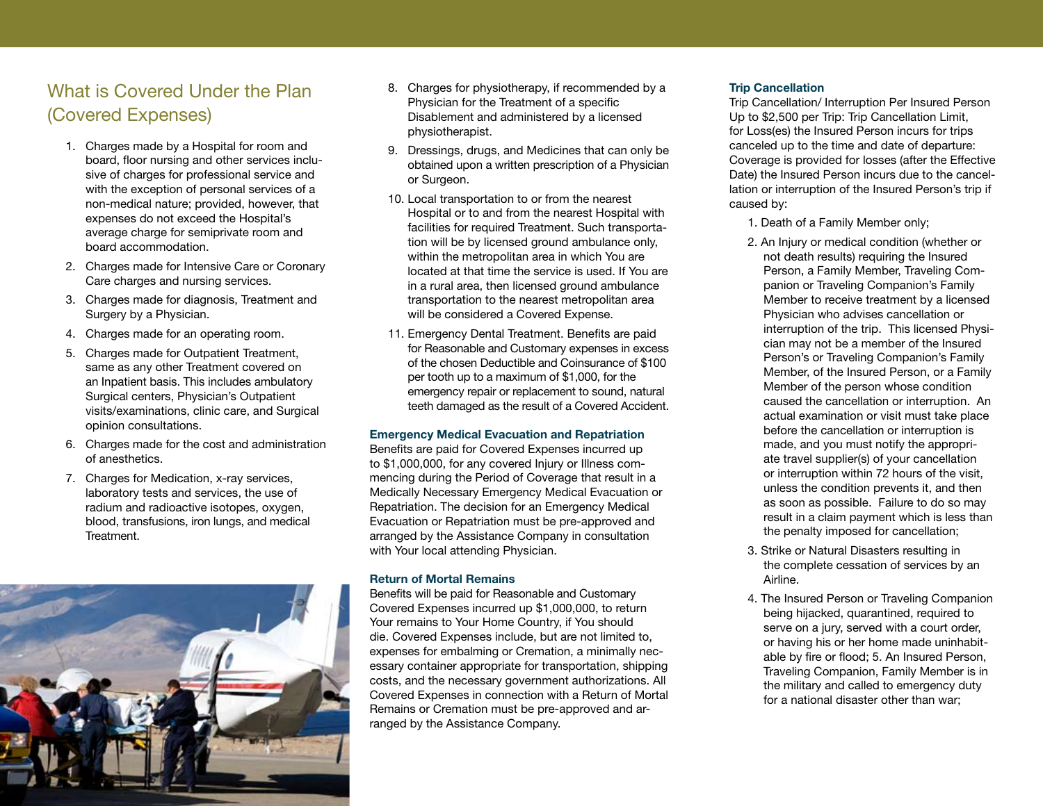## What is Covered Under the Plan (Covered Expenses)

1. Charges made by a Hospital for room and board, floor nursing and other services inclusive of charges for professional service and with the exception of personal services of a non-medical nature; provided, however, that expenses do not exceed the Hospital's average charge for semiprivate room and board accommodation.
2. Charges made for Intensive Care or Coronary Care charges and nursing services.
3. Charges made for diagnosis, Treatment and Surgery by a Physician.
4. Charges made for an operating room.
5. Charges made for Outpatient Treatment, same as any other Treatment covered on an Inpatient basis. This includes ambulatory Surgical centers, Physician's Outpatient visits/examinations, clinic care, and Surgical opinion consultations.
6. Charges made for the cost and administration of anesthetics.
7. Charges for Medication, x-ray services, laboratory tests and services, the use of radium and radioactive isotopes, oxygen, blood, transfusions, iron lungs, and medical Treatment.
8. Charges for physiotherapy, if recommended by a Physician for the Treatment of a specific Disablement and administered by a licensed physiotherapist.
9. Dressings, drugs, and Medicines that can only be obtained upon a written prescription of a Physician or Surgeon.
10. Local transportation to or from the nearest Hospital or to and from the nearest Hospital with facilities for required Treatment. Such transportation will be by licensed ground ambulance only, within the metropolitan area in which You are located at that time the service is used. If You are in a rural area, then licensed ground ambulance transportation to the nearest metropolitan area will be considered a Covered Expense.
11. Emergency Dental Treatment. Benefits are paid for Reasonable and Customary expenses in excess of the chosen Deductible and Coinsurance of $100 per tooth up to a maximum of $1,000, for the emergency repair or replacement to sound, natural teeth damaged as the result of a Covered Accident.

### Emergency Medical Evacuation and Repatriation

Benefits are paid for Covered Expenses incurred up to $1,000,000, for any covered Injury or Illness commencing during the Period of Coverage that result in a Medically Necessary Emergency Medical Evacuation or Repatriation. The decision for an Emergency Medical Evacuation or Repatriation must be pre-approved and arranged by the Assistance Company in consultation with Your local attending Physician.

### Return of Mortal Remains

Benefits will be paid for Reasonable and Customary Covered Expenses incurred up $1,000,000, to return Your remains to Your Home Country, if You should die. Covered Expenses include, but are not limited to, expenses for embalming or Cremation, a minimally necessary container appropriate for transportation, shipping costs, and the necessary government authorizations. All Covered Expenses in connection with a Return of Mortal Remains or Cremation must be pre-approved and arranged by the Assistance Company.

### Trip Cancellation

Trip Cancellation/ Interruption Per Insured Person Up to $2,500 per Trip: Trip Cancellation Limit, for Loss(es) the Insured Person incurs for trips canceled up to the time and date of departure: Coverage is provided for losses (after the Effective Date) the Insured Person incurs due to the cancellation or interruption of the Insured Person's trip if caused by:

1. Death of a Family Member only;
2. An Injury or medical condition (whether or not death results) requiring the Insured Person, a Family Member, Traveling Companion or Traveling Companion's Family Member to receive treatment by a licensed Physician who advises cancellation or interruption of the trip. This licensed Physician may not be a member of the Insured Person's or Traveling Companion's Family Member, of the Insured Person, or a Family Member of the person whose condition caused the cancellation or interruption. An actual examination or visit must take place before the cancellation or interruption is made, and you must notify the appropriate travel supplier(s) of your cancellation or interruption within 72 hours of the visit, unless the condition prevents it, and then as soon as possible. Failure to do so may result in a claim payment which is less than the penalty imposed for cancellation;
3. Strike or Natural Disasters resulting in the complete cessation of services by an Airline.
4. The Insured Person or Traveling Companion being hijacked, quarantined, required to serve on a jury, served with a court order, or having his or her home made uninhabitable by fire or flood; 5. An Insured Person, Traveling Companion, Family Member is in the military and called to emergency duty for a national disaster other than war;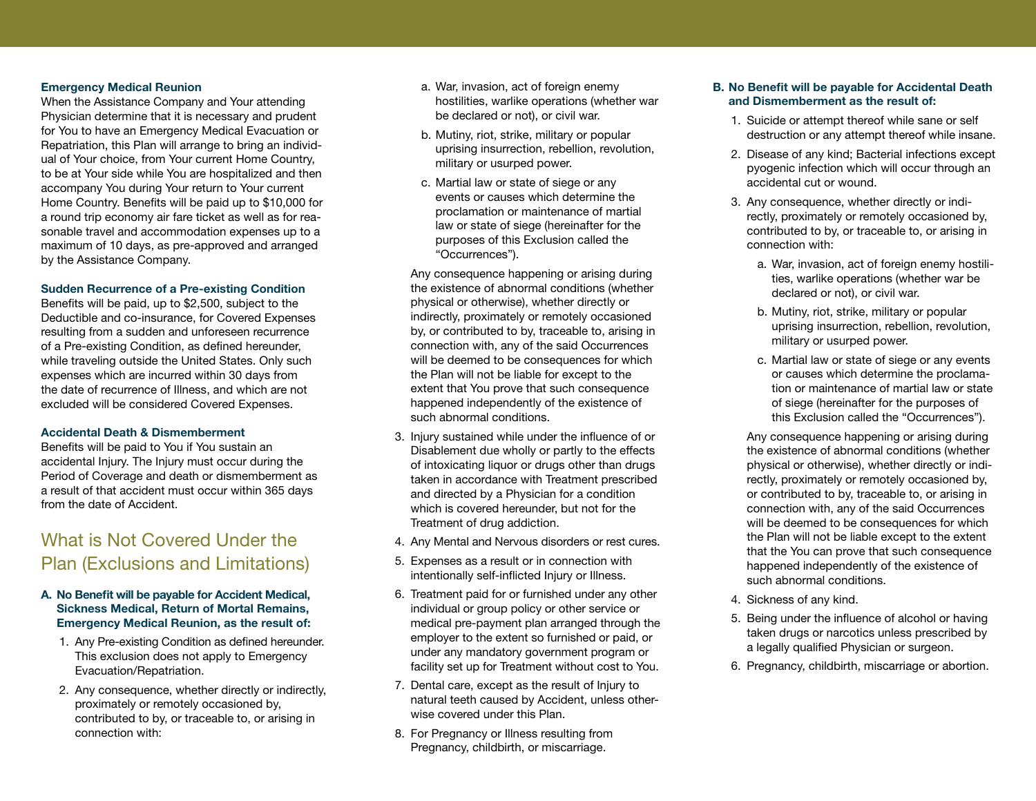**Emergency Medical Reunion**

When the Assistance Company and Your attending Physician determine that it is necessary and prudent for You to have an Emergency Medical Evacuation or Repatriation, this Plan will arrange to bring an individual of Your choice, from Your current Home Country, to be at Your side while You are hospitalized and then accompany You during Your return to Your current Home Country. Benefits will be paid up to $10,000 for a round trip economy air fare ticket as well as for reasonable travel and accommodation expenses up to a maximum of 10 days, as pre-approved and arranged by the Assistance Company.

**Sudden Recurrence of a Pre-existing Condition**

Benefits will be paid, up to $2,500, subject to the Deductible and co-insurance, for Covered Expenses resulting from a sudden and unforeseen recurrence of a Pre-existing Condition, as defined hereunder, while traveling outside the United States. Only such expenses which are incurred within 30 days from the date of recurrence of Illness, and which are not excluded will be considered Covered Expenses.

**Accidental Death & Dismemberment**

Benefits will be paid to You if You sustain an accidental Injury. The Injury must occur during the Period of Coverage and death or dismemberment as a result of that accident must occur within 365 days from the date of Accident.

## What is Not Covered Under the Plan (Exclusions and Limitations)

**A. No Benefit will be payable for Accident Medical, Sickness Medical, Return of Mortal Remains, Emergency Medical Reunion, as the result of:**

1. Any Pre-existing Condition as defined hereunder. This exclusion does not apply to Emergency Evacuation/Repatriation.
2. Any consequence, whether directly or indirectly, proximately or remotely occasioned by, contributed to by, or traceable to, or arising in connection with:
   a. War, invasion, act of foreign enemy hostilities, warlike operations (whether war be declared or not), or civil war.
   b. Mutiny, riot, strike, military or popular uprising insurrection, rebellion, revolution, military or usurped power.
   c. Martial law or state of siege or any events or causes which determine the proclamation or maintenance of martial law or state of siege (hereinafter for the purposes of this Exclusion called the "Occurrences").

   Any consequence happening or arising during the existence of abnormal conditions (whether physical or otherwise), whether directly or indirectly, proximately or remotely occasioned by, or contributed to by, traceable to, arising in connection with, any of the said Occurrences will be deemed to be consequences for which the Plan will not be liable for except to the extent that You prove that such consequence happened independently of the existence of such abnormal conditions.
3. Injury sustained while under the influence of or Disablement due wholly or partly to the effects of intoxicating liquor or drugs other than drugs taken in accordance with Treatment prescribed and directed by a Physician for a condition which is covered hereunder, but not for the Treatment of drug addiction.
4. Any Mental and Nervous disorders or rest cures.
5. Expenses as a result or in connection with intentionally self-inflicted Injury or Illness.
6. Treatment paid for or furnished under any other individual or group policy or other service or medical pre-payment plan arranged through the employer to the extent so furnished or paid, or under any mandatory government program or facility set up for Treatment without cost to You.
7. Dental care, except as the result of Injury to natural teeth caused by Accident, unless otherwise covered under this Plan.
8. For Pregnancy or Illness resulting from Pregnancy, childbirth, or miscarriage.

**B. No Benefit will be payable for Accidental Death and Dismemberment as the result of:**

1. Suicide or attempt thereof while sane or self destruction or any attempt thereof while insane.
2. Disease of any kind; Bacterial infections except pyogenic infection which will occur through an accidental cut or wound.
3. Any consequence, whether directly or indirectly, proximately or remotely occasioned by, contributed to by, or traceable to, or arising in connection with:
   a. War, invasion, act of foreign enemy hostilities, warlike operations (whether war be declared or not), or civil war.
   b. Mutiny, riot, strike, military or popular uprising insurrection, rebellion, revolution, military or usurped power.
   c. Martial law or state of siege or any events or causes which determine the proclamation or maintenance of martial law or state of siege (hereinafter for the purposes of this Exclusion called the "Occurrences").

   Any consequence happening or arising during the existence of abnormal conditions (whether physical or otherwise), whether directly or indirectly, proximately or remotely occasioned by, or contributed to by, traceable to, or arising in connection with, any of the said Occurrences will be deemed to be consequences for which the Plan will not be liable except to the extent that the You can prove that such consequence happened independently of the existence of such abnormal conditions.
4. Sickness of any kind.
5. Being under the influence of alcohol or having taken drugs or narcotics unless prescribed by a legally qualified Physician or surgeon.
6. Pregnancy, childbirth, miscarriage or abortion.